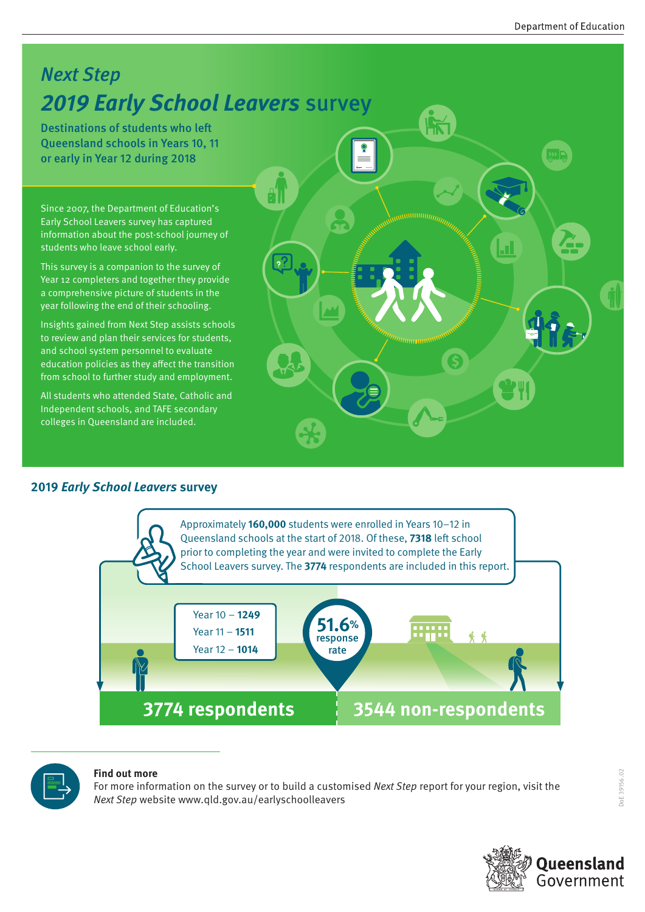# *Next Step*

# *2019 Early School Leavers* survey

**Destinations of students who left Queensland schools in Years 10, 11 or early in Year 12 during 2018**

Since 2007, the Department of Education's Early School Leavers survey has captured information about the post-school journey of students who leave school early.

This survey is a companion to the survey of Year 12 completers and together they provide a comprehensive picture of students in the year following the end of their schooling.

Insights gained from Next Step assists schools to review and plan their services for students, and school system personnel to evaluate education policies as they affect the transition from school to further study and employment.

All students who attended State, Catholic and Independent schools, and TAFE secondary colleges in Queensland are included.

## 2019 *Early School Leavers* survey

Approximately **160,000** students were enrolled in Years 10–12 in Queensland schools at the start of 2018. Of these, **7318** left school prior to completing the year and were invited to complete the Early School Leavers survey. The **3774** respondents are included in this report.

- Year 10 – **1249**
- Year 11 – **1511**
- Year 12 – **1014**

**51.6%** response rate

**3774 respondents** | **3544 non-respondents**

**Find out more**

For more information on the survey or to build a customised *Next Step* report for your region, visit the *Next Step* website www.qld.gov.au/earlyschoolleavers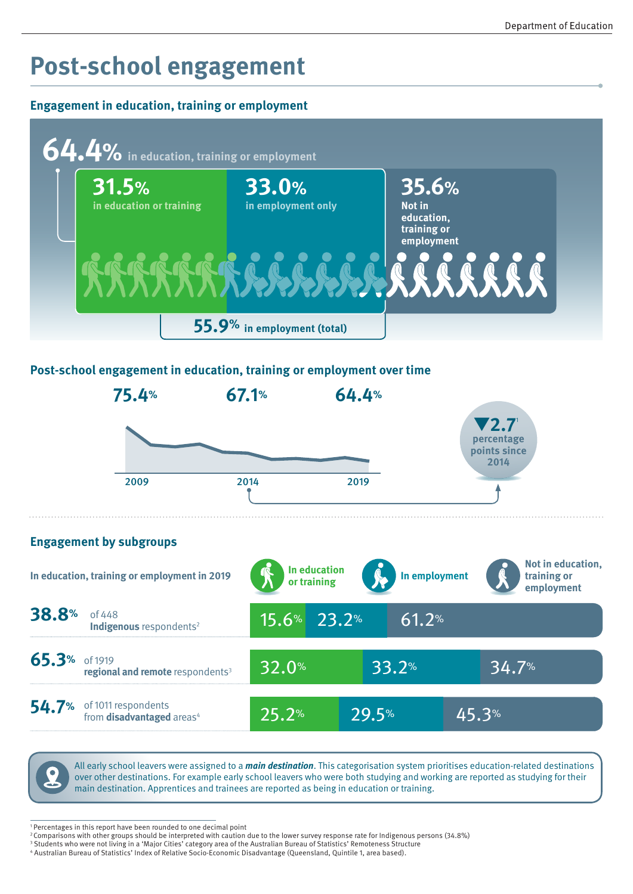# Post-school engagement

## Engagement in education, training or employment

**64.4%** in education, training or employment

- **31.5%** in education or training
- **33.0%** in employment only
- **35.6%** Not in education, training or employment

**55.9%** in employment (total)

## Post-school engagement in education, training or employment over time

| 2009 | 2014 | 2019 |
|---|---|---|
| 75.4% | 67.1% | 64.4% |

▼**2.7**[1] percentage points since 2014

## Engagement by subgroups

| In education, training or employment in 2019 | | In education or training | In employment | Not in education, training or employment |
|---|---|---|---|---|
| 38.8% | of 448 **Indigenous** respondents[2] | 15.6% | 23.2% | 61.2% |
| 65.3% | of 1919 **regional and remote** respondents[3] | 32.0% | 33.2% | 34.7% |
| 54.7% | of 1011 respondents from **disadvantaged** areas[4] | 25.2% | 29.5% | 45.3% |

All early school leavers were assigned to a ***main destination***. This categorisation system prioritises education-related destinations over other destinations. For example early school leavers who were both studying and working are reported as studying for their main destination. Apprentices and trainees are reported as being in education or training.

[1] Percentages in this report have been rounded to one decimal point
[2] Comparisons with other groups should be interpreted with caution due to the lower survey response rate for Indigenous persons (34.8%)
[3] Students who were not living in a 'Major Cities' category area of the Australian Bureau of Statistics' Remoteness Structure
[4] Australian Bureau of Statistics' Index of Relative Socio-Economic Disadvantage (Queensland, Quintile 1, area based).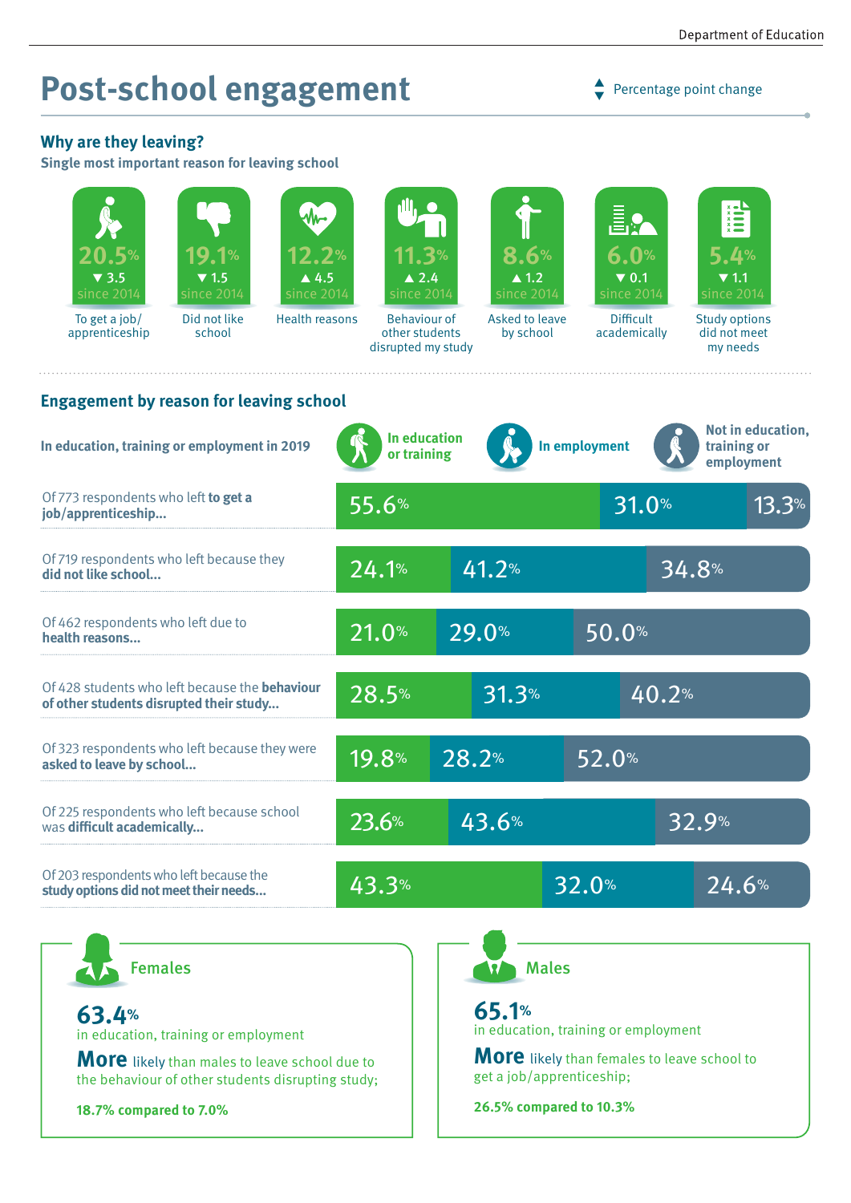# Post-school engagement

▲▼ Percentage point change

## Why are they leaving?

### Single most important reason for leaving school

| Reason | Percentage | Change since 2014 |
|---|---|---|
| To get a job/apprenticeship | 20.5% | ▼ 3.5 |
| Did not like school | 19.1% | ▼ 1.5 |
| Health reasons | 12.2% | ▲ 4.5 |
| Behaviour of other students disrupted my study | 11.3% | ▲ 2.4 |
| Asked to leave by school | 8.6% | ▲ 1.2 |
| Difficult academically | 6.0% | ▼ 0.1 |
| Study options did not meet my needs | 5.4% | ▼ 1.1 |

## Engagement by reason for leaving school

| In education, training or employment in 2019 | In education or training | In employment | Not in education, training or employment |
|---|---|---|---|
| Of 773 respondents who left **to get a job/apprenticeship...** | 55.6% | 31.0% | 13.3% |
| Of 719 respondents who left because they **did not like school...** | 24.1% | 41.2% | 34.8% |
| Of 462 respondents who left due to **health reasons...** | 21.0% | 29.0% | 50.0% |
| Of 428 students who left because the **behaviour of other students disrupted their study...** | 28.5% | 31.3% | 40.2% |
| Of 323 respondents who left because they were **asked to leave by school...** | 19.8% | 28.2% | 52.0% |
| Of 225 respondents who left because school was **difficult academically...** | 23.6% | 43.6% | 32.9% |
| Of 203 respondents who left because the **study options did not meet their needs...** | 43.3% | 32.0% | 24.6% |

### Females

**63.4%** in education, training or employment

**More** likely than males to leave school due to the behaviour of other students disrupting study;

**18.7% compared to 7.0%**

### Males

**65.1%** in education, training or employment

**More** likely than females to leave school to get a job/apprenticeship;

**26.5% compared to 10.3%**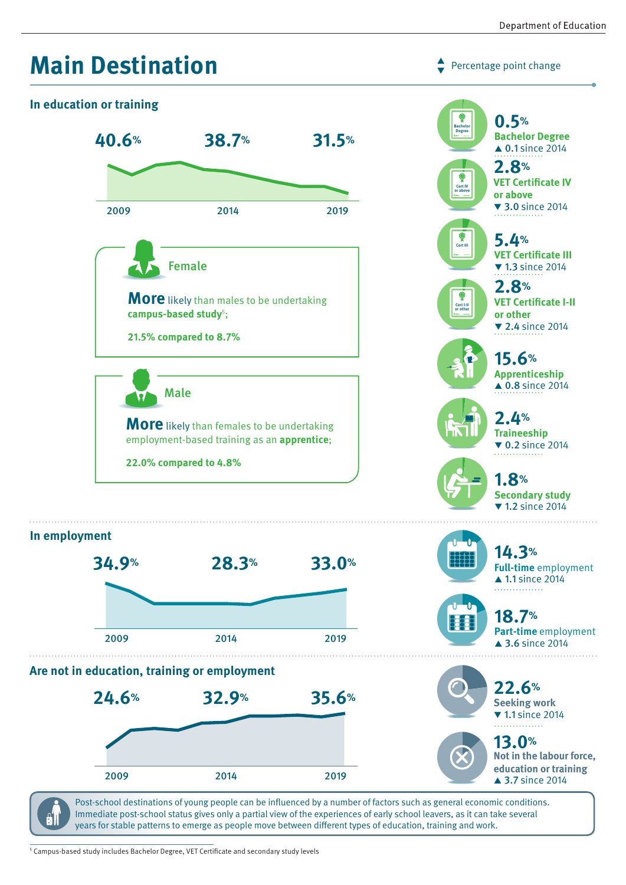# Main Destination

▲▼ Percentage point change

## In education or training

40.6% (2009) — 38.7% (2014) — 31.5% (2019)

**Female**

**More** likely than males to be undertaking **campus-based study**[5];

**21.5% compared to 8.7%**

**Male**

**More** likely than females to be undertaking employment-based training as an **apprentice**;

**22.0% compared to 4.8%**

- **0.5%** Bachelor Degree ▲ 0.1 since 2014
- **2.8%** VET Certificate IV or above ▼ 3.0 since 2014
- **5.4%** VET Certificate III ▼ 1.3 since 2014
- **2.8%** VET Certificate I-II or other ▼ 2.4 since 2014
- **15.6%** Apprenticeship ▲ 0.8 since 2014
- **2.4%** Traineeship ▼ 0.2 since 2014
- **1.8%** Secondary study ▼ 1.2 since 2014

## In employment

34.9% (2009) — 28.3% (2014) — 33.0% (2019)

- **14.3%** Full-time employment ▲ 1.1 since 2014
- **18.7%** Part-time employment ▲ 3.6 since 2014

## Are not in education, training or employment

24.6% (2009) — 32.9% (2014) — 35.6% (2019)

- **22.6%** Seeking work ▼ 1.1 since 2014
- **13.0%** Not in the labour force, education or training ▲ 3.7 since 2014

Post-school destinations of young people can be influenced by a number of factors such as general economic conditions. Immediate post-school status gives only a partial view of the experiences of early school leavers, as it can take several years for stable patterns to emerge as people move between different types of education, training and work.

[5] Campus-based study includes Bachelor Degree, VET Certificate and secondary study levels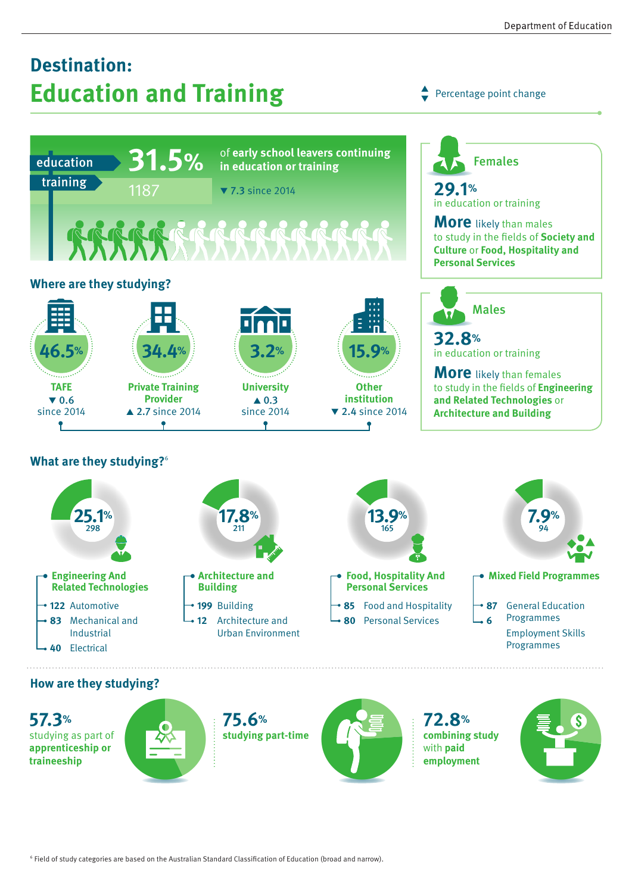# Destination: Education and Training

▲▼ Percentage point change

education / training **31.5%** of **early school leavers continuing in education or training**

1187

▼ 7.3 since 2014

## Females

**29.1%** in education or training

**More** likely than males to study in the fields of **Society and Culture** or **Food, Hospitality and Personal Services**

## Males

**32.8%** in education or training

**More** likely than females to study in the fields of **Engineering and Related Technologies** or **Architecture and Building**

## Where are they studying?

- **46.5%** **TAFE** ▼ 0.6 since 2014
- **34.4%** **Private Training Provider** ▲ 2.7 since 2014
- **3.2%** **University** ▲ 0.3 since 2014
- **15.9%** **Other institution** ▼ 2.4 since 2014

## What are they studying?[6]

**25.1%** 298 — **Engineering And Related Technologies**
- 122 Automotive
- 83 Mechanical and Industrial
- 40 Electrical

**17.8%** 211 — **Architecture and Building**
- 199 Building
- 12 Architecture and Urban Environment

**13.9%** 165 — **Food, Hospitality And Personal Services**
- 85 Food and Hospitality
- 80 Personal Services

**7.9%** 94 — **Mixed Field Programmes**
- 87 General Education Programmes
- 6 Employment Skills Programmes

## How are they studying?

**57.3%** studying as part of **apprenticeship or traineeship**

**75.6%** **studying part-time**

**72.8%** **combining study** with **paid employment**

[6] Field of study categories are based on the Australian Standard Classification of Education (broad and narrow).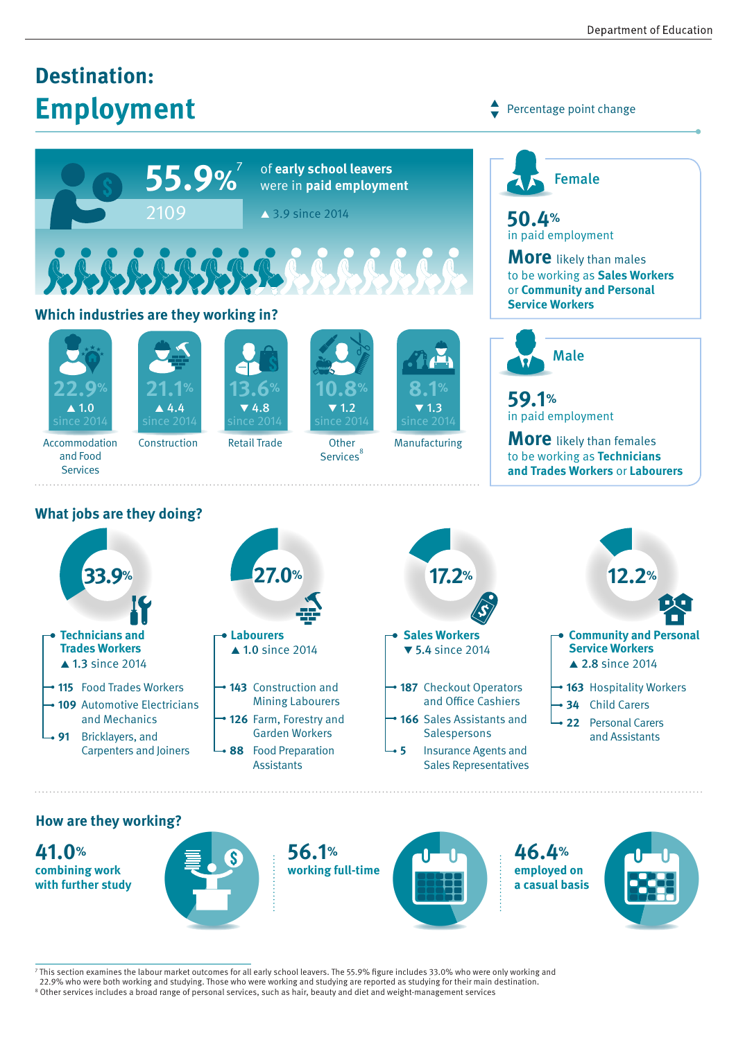# Destination: Employment

▲▼ Percentage point change

**55.9%**[7] of **early school leavers** were in **paid employment**

2109

▲ 3.9 since 2014

## Which industries are they working in?

| Industry | Percentage | Change since 2014 |
|---|---|---|
| Accommodation and Food Services | 22.9% | ▲ 1.0 |
| Construction | 21.1% | ▲ 4.4 |
| Retail Trade | 13.6% | ▼ 4.8 |
| Other Services[8] | 10.8% | ▼ 1.2 |
| Manufacturing | 8.1% | ▼ 1.3 |

### Female

**50.4%** in paid employment

**More** likely than males to be working as **Sales Workers** or **Community and Personal Service Workers**

### Male

**59.1%** in paid employment

**More** likely than females to be working as **Technicians and Trades Workers** or **Labourers**

## What jobs are they doing?

**33.9% Technicians and Trades Workers**
▲ 1.3 since 2014

- **115** Food Trades Workers
- **109** Automotive Electricians and Mechanics
- **91** Bricklayers, and Carpenters and Joiners

**27.0% Labourers**
▲ 1.0 since 2014

- **143** Construction and Mining Labourers
- **126** Farm, Forestry and Garden Workers
- **88** Food Preparation Assistants

**17.2% Sales Workers**
▼ 5.4 since 2014

- **187** Checkout Operators and Office Cashiers
- **166** Sales Assistants and Salespersons
- **5** Insurance Agents and Sales Representatives

**12.2% Community and Personal Service Workers**
▲ 2.8 since 2014

- **163** Hospitality Workers
- **34** Child Carers
- **22** Personal Carers and Assistants

## How are they working?

**41.0%** combining work with further study

**56.1%** working full-time

**46.4%** employed on a casual basis

---

[7] This section examines the labour market outcomes for all early school leavers. The 55.9% figure includes 33.0% who were only working and 22.9% who were both working and studying. Those who were working and studying are reported as studying for their main destination.

[8] Other services includes a broad range of personal services, such as hair, beauty and diet and weight-management services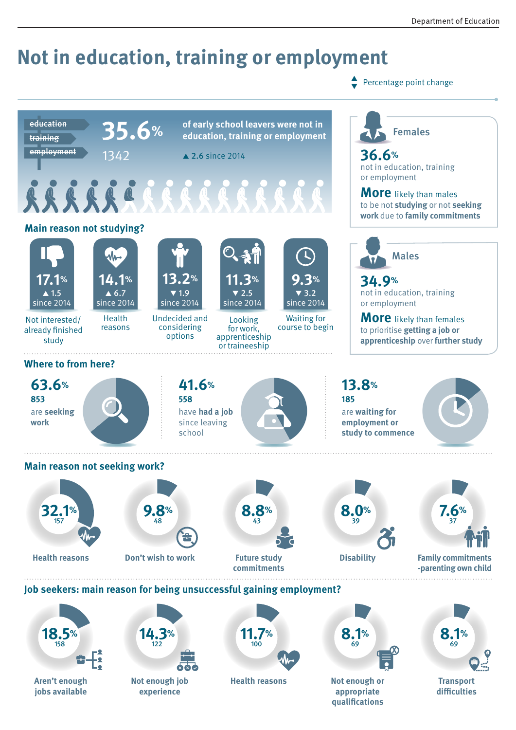# Not in education, training or employment

▲▼ Percentage point change

education
training
employment

**35.6%** of early school leavers were not in education, training or employment

1342

▲ 2.6 since 2014

## Females

**36.6%** not in education, training or employment

**More** likely than males to be not **studying** or not **seeking** work due to **family commitments**

## Males

**34.9%** not in education, training or employment

**More** likely than females to prioritise **getting a job or apprenticeship** over **further study**

## Main reason not studying?

**17.1%** ▲ 1.5 since 2014 — Not interested/ already finished study

**14.1%** ▲ 6.7 since 2014 — Health reasons

**13.2%** ▼ 1.9 since 2014 — Undecided and considering options

**11.3%** ▼ 2.5 since 2014 — Looking for work, apprenticeship or traineeship

**9.3%** ▼ 3.2 since 2014 — Waiting for course to begin

## Where to from here?

**63.6%** 853 are **seeking work**

**41.6%** 558 have **had a job** since leaving school

**13.8%** 185 are **waiting for employment or study to commence**

## Main reason not seeking work?

**32.1%** 157 — Health reasons

**9.8%** 48 — Don't wish to work

**8.8%** 43 — Future study commitments

**8.0%** 39 — Disability

**7.6%** 37 — Family commitments -parenting own child

## Job seekers: main reason for being unsuccessful gaining employment?

**18.5%** 158 — Aren't enough jobs available

**14.3%** 122 — Not enough job experience

**11.7%** 100 — Health reasons

**8.1%** 69 — Not enough or appropriate qualifications

**8.1%** 69 — Transport difficulties